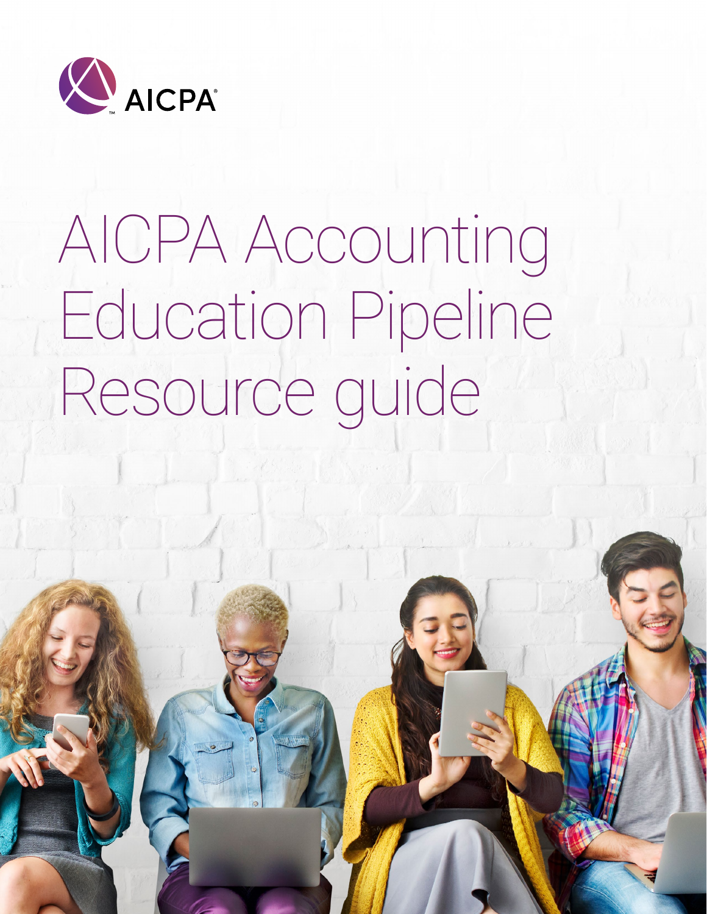AICPA®

# AICPA Accounting Education Pipeline Resource guide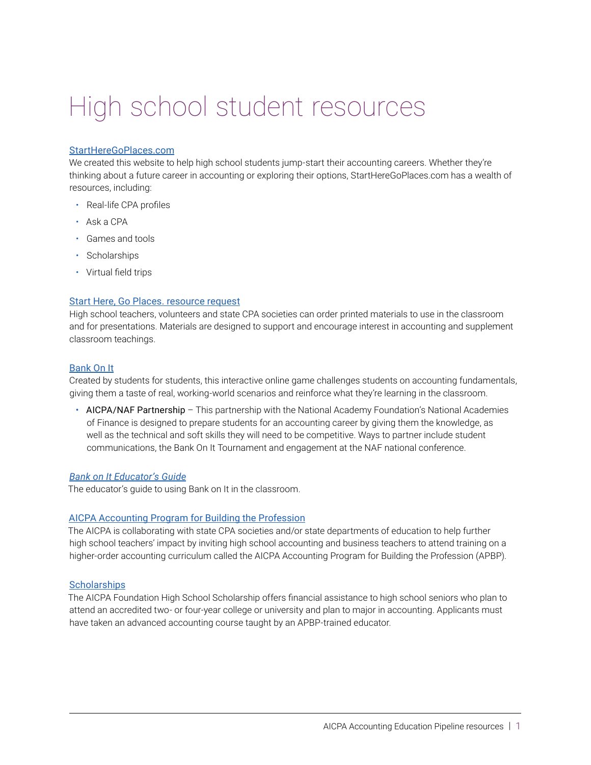# High school student resources

### StartHereGoPlaces.com

We created this website to help high school students jump-start their accounting careers. Whether they're thinking about a future career in accounting or exploring their options, StartHereGoPlaces.com has a wealth of resources, including:

- Real-life CPA profiles
- Ask a CPA
- Games and tools
- Scholarships
- Virtual field trips

### Start Here, Go Places. resource request

High school teachers, volunteers and state CPA societies can order printed materials to use in the classroom and for presentations. Materials are designed to support and encourage interest in accounting and supplement classroom teachings.

### Bank On It

Created by students for students, this interactive online game challenges students on accounting fundamentals, giving them a taste of real, working-world scenarios and reinforce what they're learning in the classroom.

- AICPA/NAF Partnership – This partnership with the National Academy Foundation's National Academies of Finance is designed to prepare students for an accounting career by giving them the knowledge, as well as the technical and soft skills they will need to be competitive. Ways to partner include student communications, the Bank On It Tournament and engagement at the NAF national conference.

### *Bank on It Educator's Guide*

The educator's guide to using Bank on It in the classroom.

### AICPA Accounting Program for Building the Profession

The AICPA is collaborating with state CPA societies and/or state departments of education to help further high school teachers' impact by inviting high school accounting and business teachers to attend training on a higher-order accounting curriculum called the AICPA Accounting Program for Building the Profession (APBP).

### Scholarships

The AICPA Foundation High School Scholarship offers financial assistance to high school seniors who plan to attend an accredited two- or four-year college or university and plan to major in accounting. Applicants must have taken an advanced accounting course taught by an APBP-trained educator.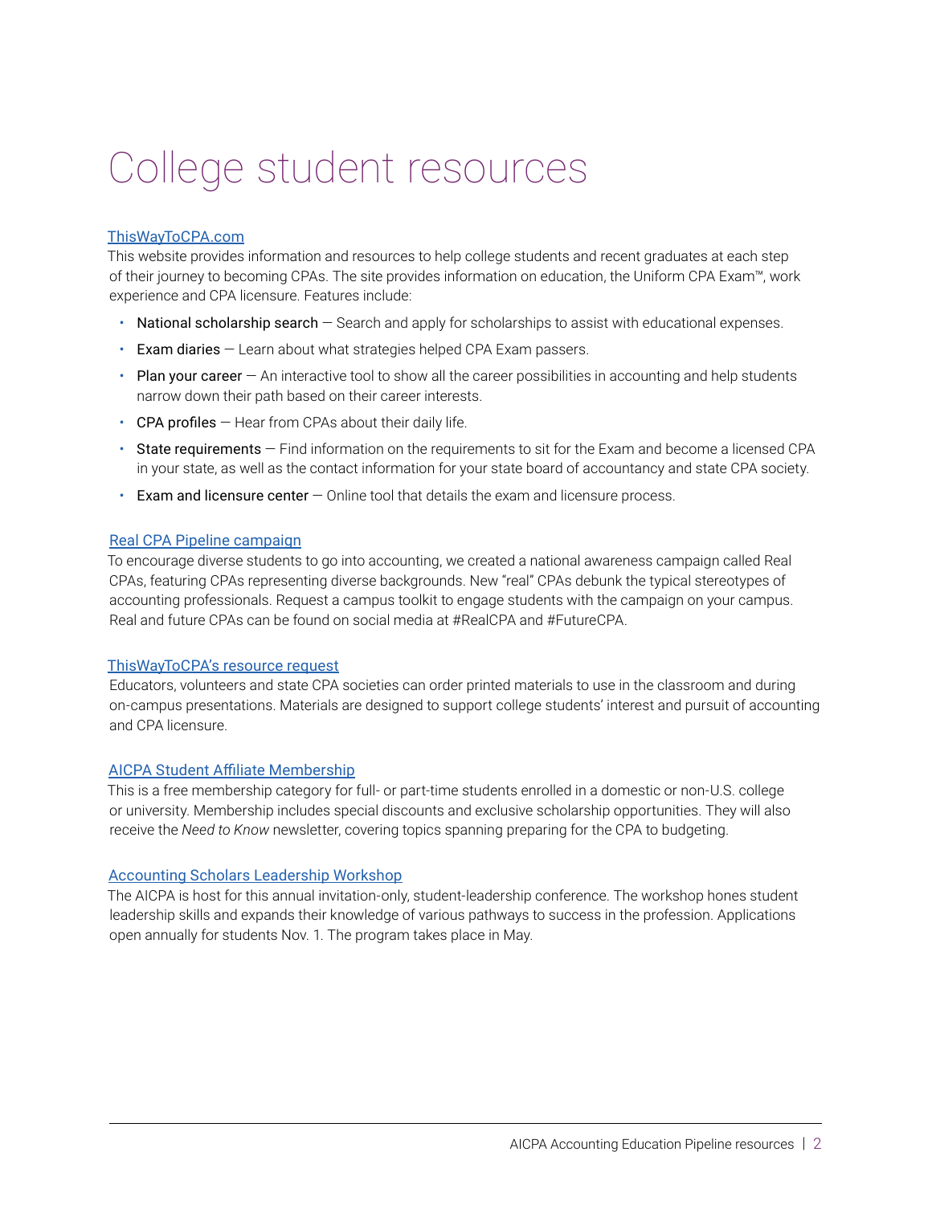# College student resources

## ThisWayToCPA.com

This website provides information and resources to help college students and recent graduates at each step of their journey to becoming CPAs. The site provides information on education, the Uniform CPA Exam™, work experience and CPA licensure. Features include:

- National scholarship search — Search and apply for scholarships to assist with educational expenses.
- Exam diaries — Learn about what strategies helped CPA Exam passers.
- Plan your career — An interactive tool to show all the career possibilities in accounting and help students narrow down their path based on their career interests.
- CPA profiles — Hear from CPAs about their daily life.
- State requirements — Find information on the requirements to sit for the Exam and become a licensed CPA in your state, as well as the contact information for your state board of accountancy and state CPA society.
- Exam and licensure center — Online tool that details the exam and licensure process.

## Real CPA Pipeline campaign

To encourage diverse students to go into accounting, we created a national awareness campaign called Real CPAs, featuring CPAs representing diverse backgrounds. New "real" CPAs debunk the typical stereotypes of accounting professionals. Request a campus toolkit to engage students with the campaign on your campus. Real and future CPAs can be found on social media at #RealCPA and #FutureCPA.

## ThisWayToCPA's resource request

Educators, volunteers and state CPA societies can order printed materials to use in the classroom and during on-campus presentations. Materials are designed to support college students' interest and pursuit of accounting and CPA licensure.

## AICPA Student Affiliate Membership

This is a free membership category for full- or part-time students enrolled in a domestic or non-U.S. college or university. Membership includes special discounts and exclusive scholarship opportunities. They will also receive the *Need to Know* newsletter, covering topics spanning preparing for the CPA to budgeting.

## Accounting Scholars Leadership Workshop

The AICPA is host for this annual invitation-only, student-leadership conference. The workshop hones student leadership skills and expands their knowledge of various pathways to success in the profession. Applications open annually for students Nov. 1. The program takes place in May.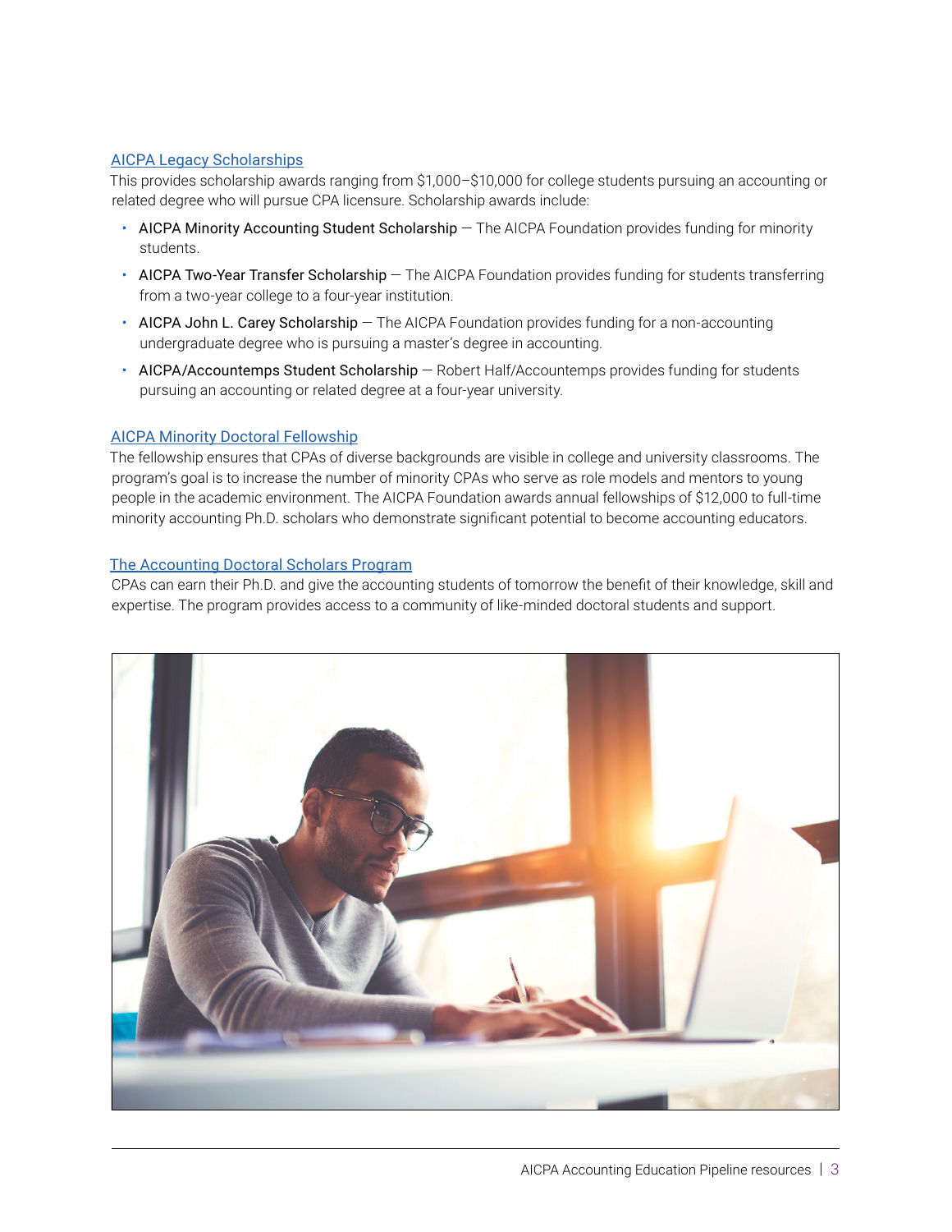### AICPA Legacy Scholarships

This provides scholarship awards ranging from $1,000–$10,000 for college students pursuing an accounting or related degree who will pursue CPA licensure. Scholarship awards include:

- AICPA Minority Accounting Student Scholarship — The AICPA Foundation provides funding for minority students.
- AICPA Two-Year Transfer Scholarship — The AICPA Foundation provides funding for students transferring from a two-year college to a four-year institution.
- AICPA John L. Carey Scholarship — The AICPA Foundation provides funding for a non-accounting undergraduate degree who is pursuing a master's degree in accounting.
- AICPA/Accountemps Student Scholarship — Robert Half/Accountemps provides funding for students pursuing an accounting or related degree at a four-year university.

### AICPA Minority Doctoral Fellowship

The fellowship ensures that CPAs of diverse backgrounds are visible in college and university classrooms. The program's goal is to increase the number of minority CPAs who serve as role models and mentors to young people in the academic environment. The AICPA Foundation awards annual fellowships of $12,000 to full-time minority accounting Ph.D. scholars who demonstrate significant potential to become accounting educators.

### The Accounting Doctoral Scholars Program

CPAs can earn their Ph.D. and give the accounting students of tomorrow the benefit of their knowledge, skill and expertise. The program provides access to a community of like-minded doctoral students and support.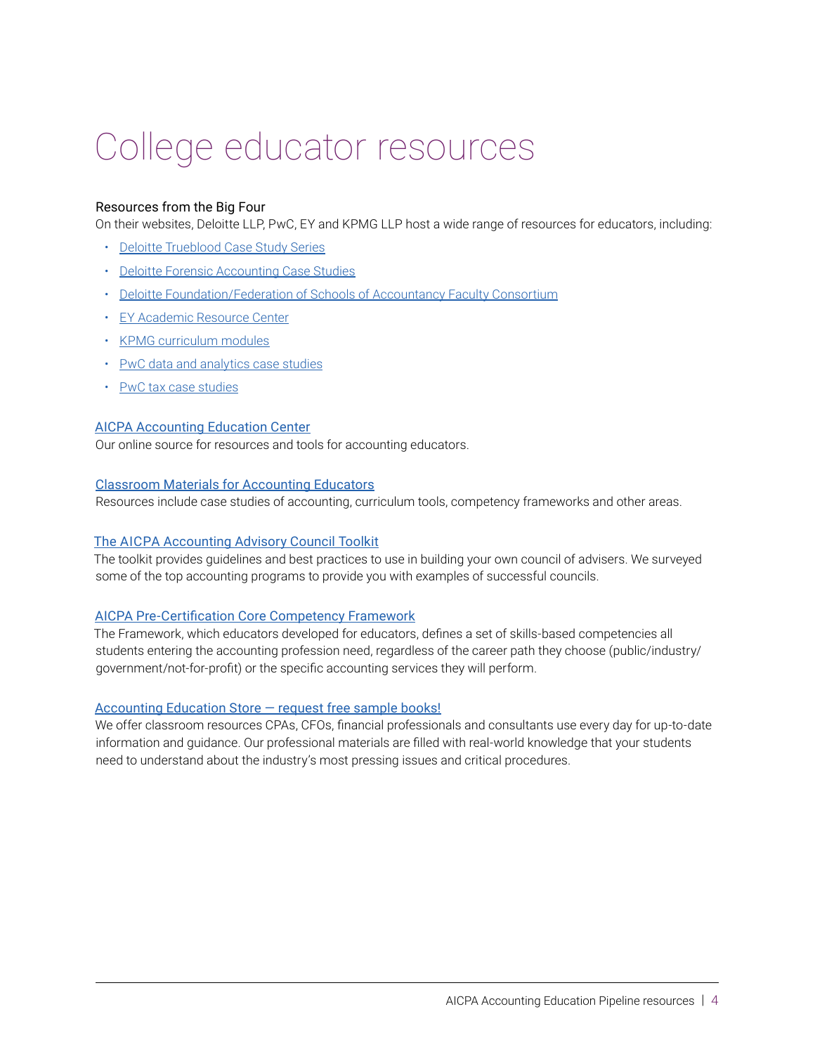# College educator resources

### Resources from the Big Four

On their websites, Deloitte LLP, PwC, EY and KPMG LLP host a wide range of resources for educators, including:

- Deloitte Trueblood Case Study Series
- Deloitte Forensic Accounting Case Studies
- Deloitte Foundation/Federation of Schools of Accountancy Faculty Consortium
- EY Academic Resource Center
- KPMG curriculum modules
- PwC data and analytics case studies
- PwC tax case studies

### AICPA Accounting Education Center

Our online source for resources and tools for accounting educators.

### Classroom Materials for Accounting Educators

Resources include case studies of accounting, curriculum tools, competency frameworks and other areas.

### The AICPA Accounting Advisory Council Toolkit

The toolkit provides guidelines and best practices to use in building your own council of advisers. We surveyed some of the top accounting programs to provide you with examples of successful councils.

### AICPA Pre-Certification Core Competency Framework

The Framework, which educators developed for educators, defines a set of skills-based competencies all students entering the accounting profession need, regardless of the career path they choose (public/industry/government/not-for-profit) or the specific accounting services they will perform.

### Accounting Education Store — request free sample books!

We offer classroom resources CPAs, CFOs, financial professionals and consultants use every day for up-to-date information and guidance. Our professional materials are filled with real-world knowledge that your students need to understand about the industry's most pressing issues and critical procedures.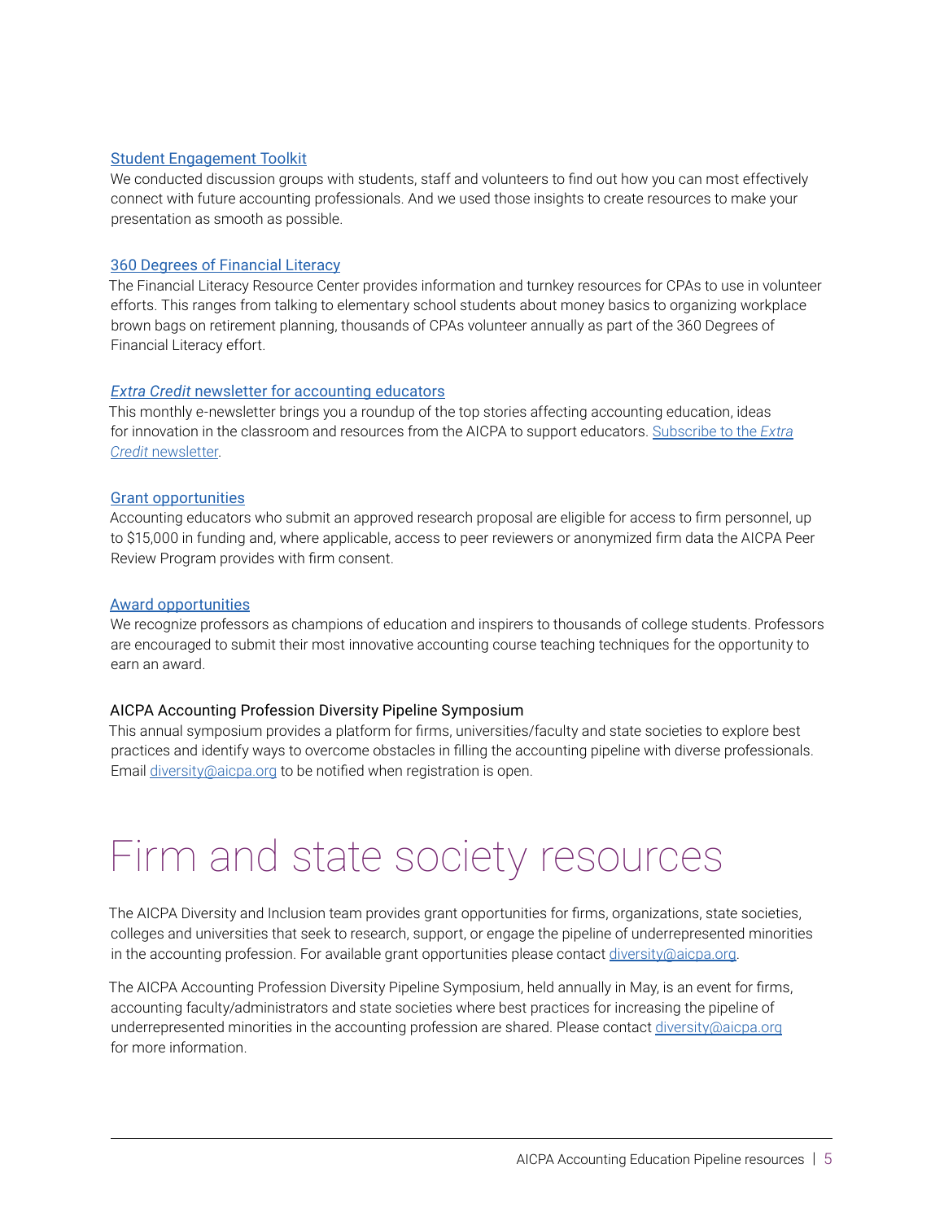Student Engagement Toolkit

We conducted discussion groups with students, staff and volunteers to find out how you can most effectively connect with future accounting professionals. And we used those insights to create resources to make your presentation as smooth as possible.

360 Degrees of Financial Literacy

The Financial Literacy Resource Center provides information and turnkey resources for CPAs to use in volunteer efforts. This ranges from talking to elementary school students about money basics to organizing workplace brown bags on retirement planning, thousands of CPAs volunteer annually as part of the 360 Degrees of Financial Literacy effort.

*Extra Credit* newsletter for accounting educators

This monthly e-newsletter brings you a roundup of the top stories affecting accounting education, ideas for innovation in the classroom and resources from the AICPA to support educators. Subscribe to the *Extra Credit* newsletter.

Grant opportunities

Accounting educators who submit an approved research proposal are eligible for access to firm personnel, up to $15,000 in funding and, where applicable, access to peer reviewers or anonymized firm data the AICPA Peer Review Program provides with firm consent.

Award opportunities

We recognize professors as champions of education and inspirers to thousands of college students. Professors are encouraged to submit their most innovative accounting course teaching techniques for the opportunity to earn an award.

AICPA Accounting Profession Diversity Pipeline Symposium

This annual symposium provides a platform for firms, universities/faculty and state societies to explore best practices and identify ways to overcome obstacles in filling the accounting pipeline with diverse professionals. Email diversity@aicpa.org to be notified when registration is open.

# Firm and state society resources

The AICPA Diversity and Inclusion team provides grant opportunities for firms, organizations, state societies, colleges and universities that seek to research, support, or engage the pipeline of underrepresented minorities in the accounting profession. For available grant opportunities please contact diversity@aicpa.org.

The AICPA Accounting Profession Diversity Pipeline Symposium, held annually in May, is an event for firms, accounting faculty/administrators and state societies where best practices for increasing the pipeline of underrepresented minorities in the accounting profession are shared. Please contact diversity@aicpa.org for more information.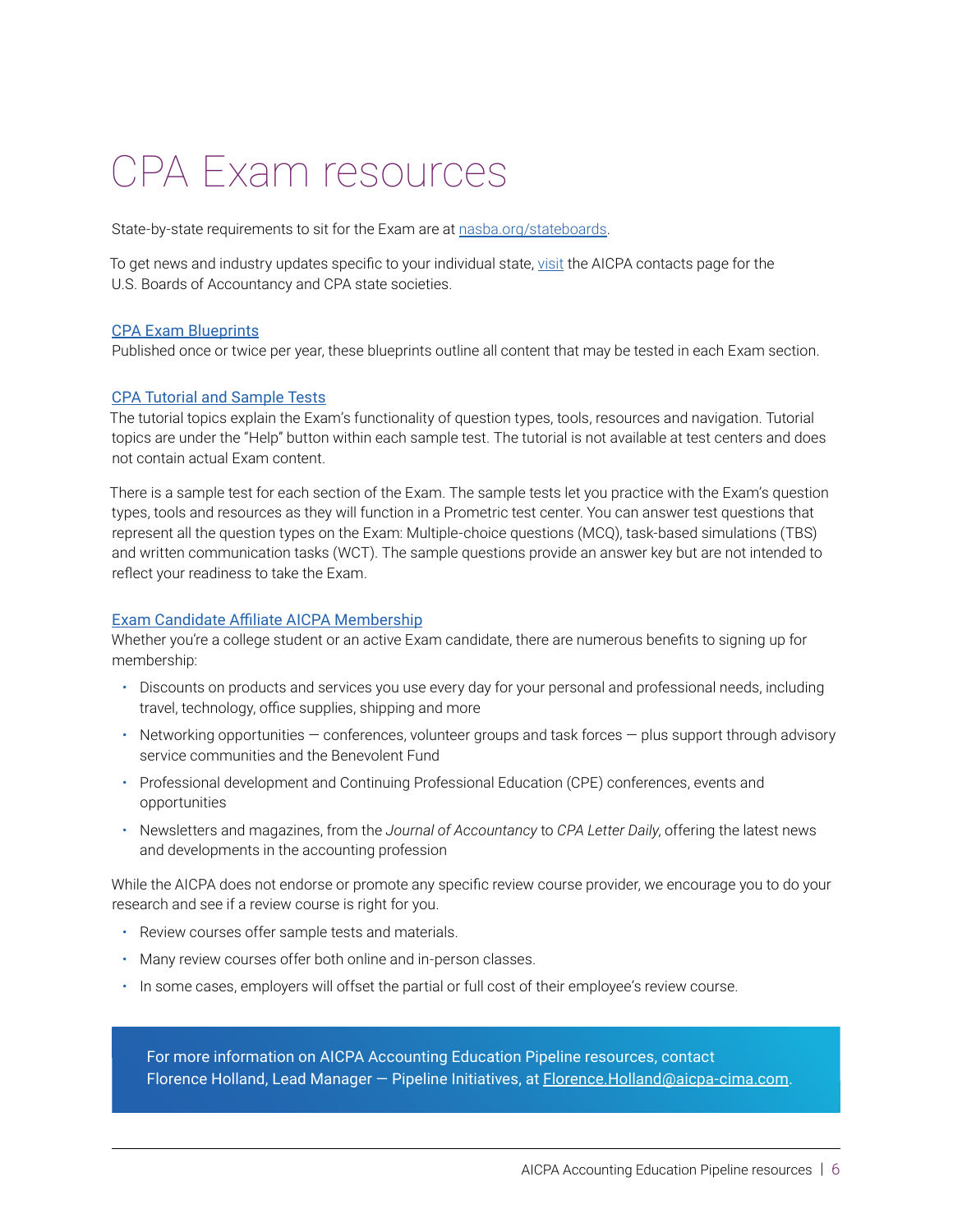# CPA Exam resources

State-by-state requirements to sit for the Exam are at nasba.org/stateboards.

To get news and industry updates specific to your individual state, visit the AICPA contacts page for the U.S. Boards of Accountancy and CPA state societies.

**CPA Exam Blueprints**
Published once or twice per year, these blueprints outline all content that may be tested in each Exam section.

**CPA Tutorial and Sample Tests**
The tutorial topics explain the Exam's functionality of question types, tools, resources and navigation. Tutorial topics are under the "Help" button within each sample test. The tutorial is not available at test centers and does not contain actual Exam content.

There is a sample test for each section of the Exam. The sample tests let you practice with the Exam's question types, tools and resources as they will function in a Prometric test center. You can answer test questions that represent all the question types on the Exam: Multiple-choice questions (MCQ), task-based simulations (TBS) and written communication tasks (WCT). The sample questions provide an answer key but are not intended to reflect your readiness to take the Exam.

**Exam Candidate Affiliate AICPA Membership**
Whether you're a college student or an active Exam candidate, there are numerous benefits to signing up for membership:

- Discounts on products and services you use every day for your personal and professional needs, including travel, technology, office supplies, shipping and more
- Networking opportunities — conferences, volunteer groups and task forces — plus support through advisory service communities and the Benevolent Fund
- Professional development and Continuing Professional Education (CPE) conferences, events and opportunities
- Newsletters and magazines, from the *Journal of Accountancy* to *CPA Letter Daily*, offering the latest news and developments in the accounting profession

While the AICPA does not endorse or promote any specific review course provider, we encourage you to do your research and see if a review course is right for you.

- Review courses offer sample tests and materials.
- Many review courses offer both online and in-person classes.
- In some cases, employers will offset the partial or full cost of their employee's review course.

For more information on AICPA Accounting Education Pipeline resources, contact Florence Holland, Lead Manager — Pipeline Initiatives, at Florence.Holland@aicpa-cima.com.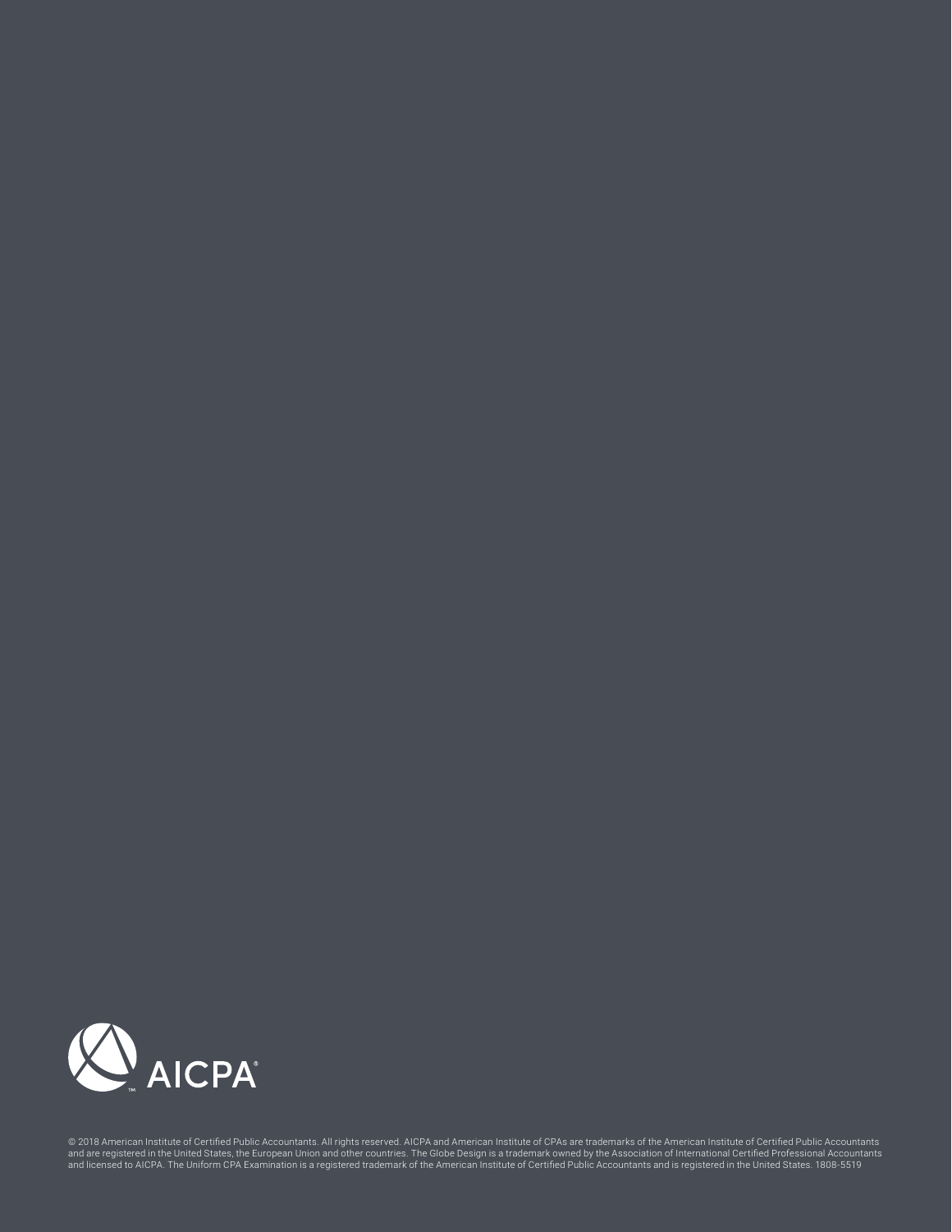AICPA®

© 2018 American Institute of Certified Public Accountants. All rights reserved. AICPA and American Institute of CPAs are trademarks of the American Institute of Certified Public Accountants and are registered in the United States, the European Union and other countries. The Globe Design is a trademark owned by the Association of International Certified Professional Accountants and licensed to AICPA. The Uniform CPA Examination is a registered trademark of the American Institute of Certified Public Accountants and is registered in the United States. 1808-5519